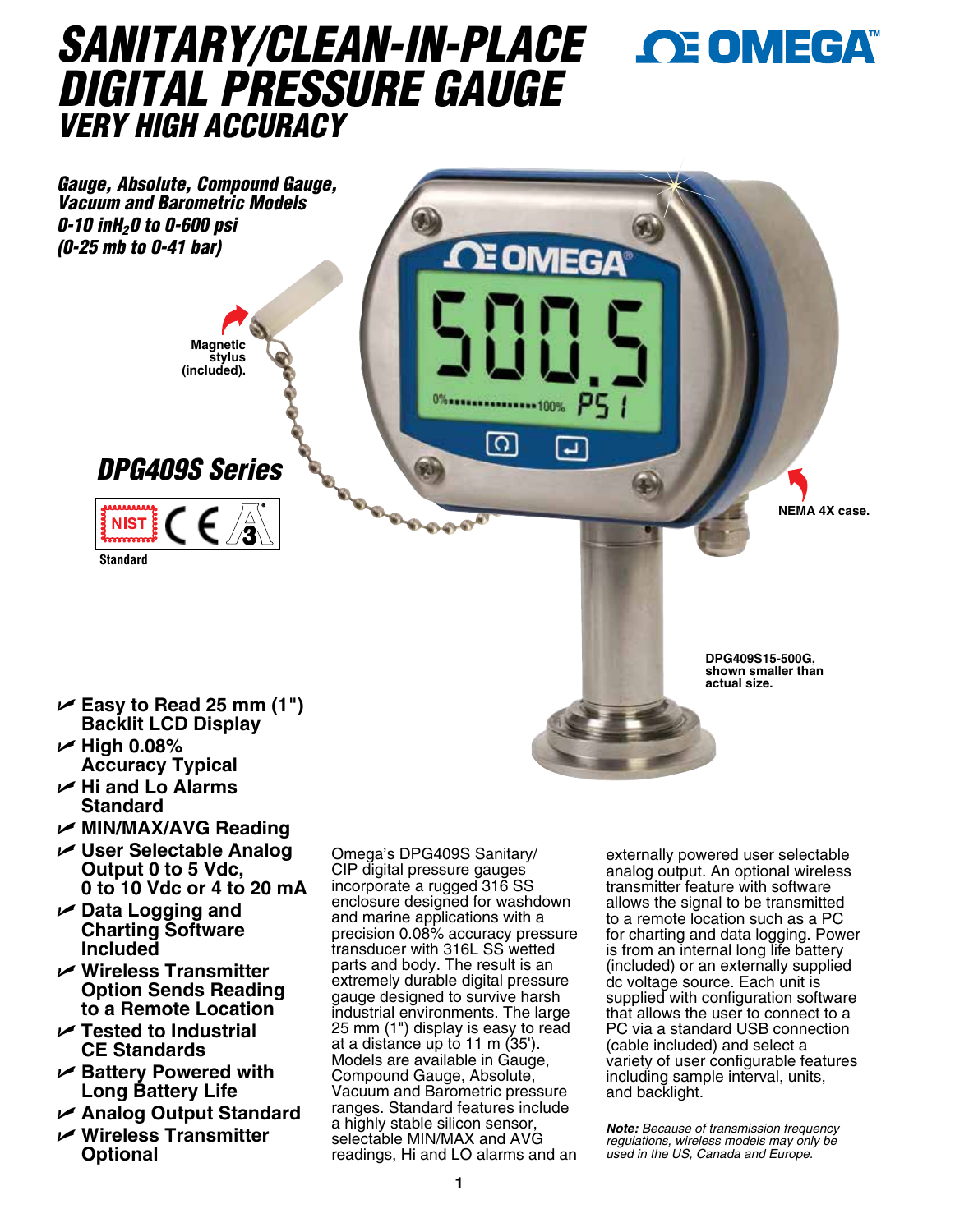# SANITARY/CLEAN-IN-PLACE DIGITAL PRESSURE GAUGE

## VERY HIGH ACCURACY

***Gauge, Absolute, Compound Gauge, Vacuum and Barometric Models***
***0-10 inH$_2$0 to 0-600 psi***
***(0-25 mb to 0-41 bar)***

Magnetic stylus (included).

## *DPG409S Series*

Standard

NEMA 4X case.

DPG409S15-500G, shown smaller than actual size.

- **Easy to Read 25 mm (1") Backlit LCD Display**
- **High 0.08% Accuracy Typical**
- **Hi and Lo Alarms Standard**
- **MIN/MAX/AVG Reading**
- **User Selectable Analog Output 0 to 5 Vdc, 0 to 10 Vdc or 4 to 20 mA**
- **Data Logging and Charting Software Included**
- **Wireless Transmitter Option Sends Reading to a Remote Location**
- **Tested to Industrial CE Standards**
- **Battery Powered with Long Battery Life**
- **Analog Output Standard**
- **Wireless Transmitter Optional**

Omega's DPG409S Sanitary/CIP digital pressure gauges incorporate a rugged 316 SS enclosure designed for washdown and marine applications with a precision 0.08% accuracy pressure transducer with 316L SS wetted parts and body. The result is an extremely durable digital pressure gauge designed to survive harsh industrial environments. The large 25 mm (1") display is easy to read at a distance up to 11 m (35'). Models are available in Gauge, Compound Gauge, Absolute, Vacuum and Barometric pressure ranges. Standard features include a highly stable silicon sensor, selectable MIN/MAX and AVG readings, Hi and LO alarms and an externally powered user selectable analog output. An optional wireless transmitter feature with software allows the signal to be transmitted to a remote location such as a PC for charting and data logging. Power is from an internal long life battery (included) or an externally supplied dc voltage source. Each unit is supplied with configuration software that allows the user to connect to a PC via a standard USB connection (cable included) and select a variety of user configurable features including sample interval, units, and backlight.

***Note:*** *Because of transmission frequency regulations, wireless models may only be used in the US, Canada and Europe.*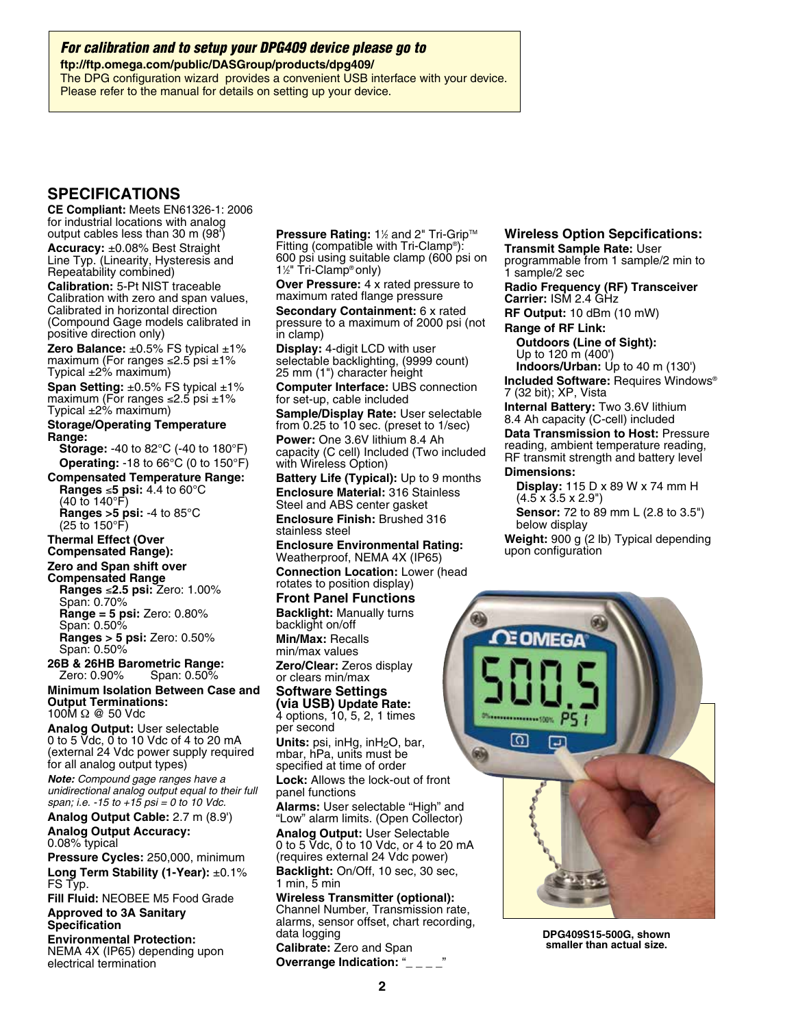***For calibration and to setup your DPG409 device please go to***
**ftp://ftp.omega.com/public/DASGroup/products/dpg409/**
The DPG configuration wizard provides a convenient USB interface with your device. Please refer to the manual for details on setting up your device.

## SPECIFICATIONS

**CE Compliant:** Meets EN61326-1: 2006 for industrial locations with analog output cables less than 30 m (98')

**Accuracy:** ±0.08% Best Straight Line Typ. (Linearity, Hysteresis and Repeatability combined)

**Calibration:** 5-Pt NIST traceable Calibration with zero and span values, Calibrated in horizontal direction (Compound Gage models calibrated in positive direction only)

**Zero Balance:** ±0.5% FS typical ±1% maximum (For ranges ≤2.5 psi ±1% Typical ±2% maximum)

**Span Setting:** ±0.5% FS typical ±1% maximum (For ranges ≤2.5 psi ±1% Typical ±2% maximum)

**Storage/Operating Temperature Range:**
**Storage:** -40 to 82°C (-40 to 180°F)
**Operating:** -18 to 66°C (0 to 150°F)

**Compensated Temperature Range:**
**Ranges ≤5 psi:** 4.4 to 60°C (40 to 140°F)
**Ranges >5 psi:** -4 to 85°C (25 to 150°F)

**Thermal Effect (Over Compensated Range):**

**Zero and Span shift over Compensated Range**
**Ranges ≤2.5 psi:** Zero: 1.00% Span: 0.70%
**Range = 5 psi:** Zero: 0.80% Span: 0.50%
**Ranges > 5 psi:** Zero: 0.50% Span: 0.50%

**26B & 26HB Barometric Range:**
Zero: 0.90% Span: 0.50%

**Minimum Isolation Between Case and Output Terminations:**
100M Ω @ 50 Vdc

**Analog Output:** User selectable 0 to 5 Vdc, 0 to 10 Vdc of 4 to 20 mA (external 24 Vdc power supply required for all analog output types)

***Note:*** *Compound gage ranges have a unidirectional analog output equal to their full span; i.e. -15 to +15 psi = 0 to 10 Vdc.*

**Analog Output Cable:** 2.7 m (8.9')

**Analog Output Accuracy:**
0.08% typical

**Pressure Cycles:** 250,000, minimum

**Long Term Stability (1-Year):** ±0.1% FS Typ.

**Fill Fluid:** NEOBEE M5 Food Grade

**Approved to 3A Sanitary Specification**

**Environmental Protection:**
NEMA 4X (IP65) depending upon electrical termination

**Pressure Rating:** 1½ and 2" Tri-Grip™ Fitting (compatible with Tri-Clamp®): 600 psi using suitable clamp (600 psi on 1½" Tri-Clamp® only)

**Over Pressure:** 4 x rated pressure to maximum rated flange pressure

**Secondary Containment:** 6 x rated pressure to a maximum of 2000 psi (not in clamp)

**Display:** 4-digit LCD with user selectable backlighting, (9999 count) 25 mm (1") character height

**Computer Interface:** UBS connection for set-up, cable included

**Sample/Display Rate:** User selectable from 0.25 to 10 sec. (preset to 1/sec)

**Power:** One 3.6V lithium 8.4 Ah capacity (C cell) Included (Two included with Wireless Option)

**Battery Life (Typical):** Up to 9 months

**Enclosure Material:** 316 Stainless Steel and ABS center gasket

**Enclosure Finish:** Brushed 316 stainless steel

**Enclosure Environmental Rating:** Weatherproof, NEMA 4X (IP65)

**Connection Location:** Lower (head rotates to position display)

### Front Panel Functions

**Backlight:** Manually turns backlight on/off

**Min/Max:** Recalls min/max values

**Zero/Clear:** Zeros display or clears min/max

### Software Settings (via USB)

**Update Rate:** 4 options, 10, 5, 2, 1 times per second

**Units:** psi, inHg, $inH_2O$, bar, mbar, hPa, units must be specified at time of order

**Lock:** Allows the lock-out of front panel functions

**Alarms:** User selectable "High" and "Low" alarm limits. (Open Collector)

**Analog Output:** User Selectable 0 to 5 Vdc, 0 to 10 Vdc, or 4 to 20 mA (requires external 24 Vdc power)

**Backlight:** On/Off, 10 sec, 30 sec, 1 min, 5 min

**Wireless Transmitter (optional):** Channel Number, Transmission rate, alarms, sensor offset, chart recording, data logging

**Calibrate:** Zero and Span

**Overrange Indication:** "_ _ _ _"

### Wireless Option Sepcifications:

**Transmit Sample Rate:** User programmable from 1 sample/2 min to 1 sample/2 sec

**Radio Frequency (RF) Transceiver Carrier:** ISM 2.4 GHz

**RF Output:** 10 dBm (10 mW)

**Range of RF Link:**
**Outdoors (Line of Sight):** Up to 120 m (400')
**Indoors/Urban:** Up to 40 m (130')

**Included Software:** Requires Windows® 7 (32 bit); XP, Vista

**Internal Battery:** Two 3.6V lithium 8.4 Ah capacity (C-cell) included

**Data Transmission to Host:** Pressure reading, ambient temperature reading, RF transmit strength and battery level

**Dimensions:**
**Display:** 115 D x 89 W x 74 mm H (4.5 x 3.5 x 2.9")
**Sensor:** 72 to 89 mm L (2.8 to 3.5") below display

**Weight:** 900 g (2 lb) Typical depending upon configuration

**DPG409S15-500G, shown smaller than actual size.**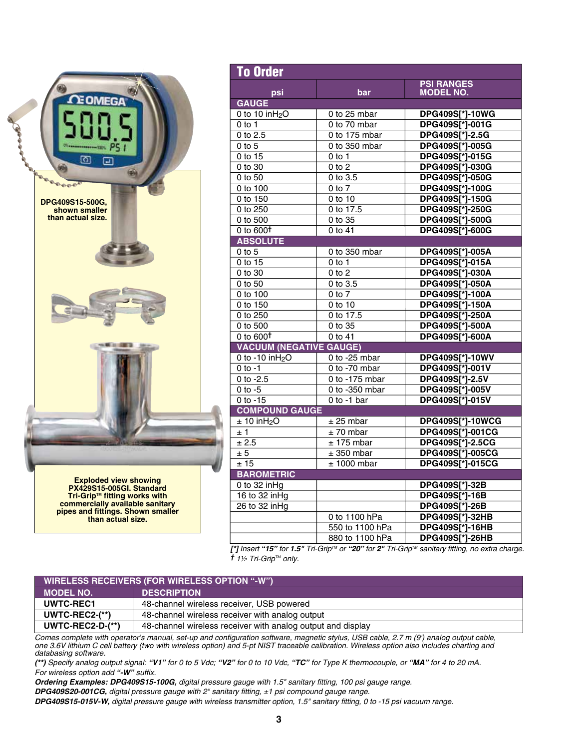DPG409S15-500G, shown smaller than actual size.

Exploded view showing PX429S15-005GI. Standard Tri-Grip™ fitting works with commercially available sanitary pipes and fittings. Shown smaller than actual size.

## To Order

| psi | bar | PSI RANGES MODEL NO. |
|---|---|---|
| **GAUGE** | | |
| 0 to 10 in$H_2O$ | 0 to 25 mbar | **DPG409S[*]-10WG** |
| 0 to 1 | 0 to 70 mbar | **DPG409S[*]-001G** |
| 0 to 2.5 | 0 to 175 mbar | **DPG409S[*]-2.5G** |
| 0 to 5 | 0 to 350 mbar | **DPG409S[*]-005G** |
| 0 to 15 | 0 to 1 | **DPG409S[*]-015G** |
| 0 to 30 | 0 to 2 | **DPG409S[*]-030G** |
| 0 to 50 | 0 to 3.5 | **DPG409S[*]-050G** |
| 0 to 100 | 0 to 7 | **DPG409S[*]-100G** |
| 0 to 150 | 0 to 10 | **DPG409S[*]-150G** |
| 0 to 250 | 0 to 17.5 | **DPG409S[*]-250G** |
| 0 to 500 | 0 to 35 | **DPG409S[*]-500G** |
| 0 to 600† | 0 to 41 | **DPG409S[*]-600G** |
| **ABSOLUTE** | | |
| 0 to 5 | 0 to 350 mbar | **DPG409S[*]-005A** |
| 0 to 15 | 0 to 1 | **DPG409S[*]-015A** |
| 0 to 30 | 0 to 2 | **DPG409S[*]-030A** |
| 0 to 50 | 0 to 3.5 | **DPG409S[*]-050A** |
| 0 to 100 | 0 to 7 | **DPG409S[*]-100A** |
| 0 to 150 | 0 to 10 | **DPG409S[*]-150A** |
| 0 to 250 | 0 to 17.5 | **DPG409S[*]-250A** |
| 0 to 500 | 0 to 35 | **DPG409S[*]-500A** |
| 0 to 600† | 0 to 41 | **DPG409S[*]-600A** |
| **VACUUM (NEGATIVE GAUGE)** | | |
| 0 to -10 in$H_2O$ | 0 to -25 mbar | **DPG409S[*]-10WV** |
| 0 to -1 | 0 to -70 mbar | **DPG409S[*]-001V** |
| 0 to -2.5 | 0 to -175 mbar | **DPG409S[*]-2.5V** |
| 0 to -5 | 0 to -350 mbar | **DPG409S[*]-005V** |
| 0 to -15 | 0 to -1 bar | **DPG409S[*]-015V** |
| **COMPOUND GAUGE** | | |
| ± 10 in$H_2O$ | ± 25 mbar | **DPG409S[*]-10WCG** |
| ± 1 | ± 70 mbar | **DPG409S[*]-001CG** |
| ± 2.5 | ± 175 mbar | **DPG409S[*]-2.5CG** |
| ± 5 | ± 350 mbar | **DPG409S[*]-005CG** |
| ± 15 | ± 1000 mbar | **DPG409S[*]-015CG** |
| **BAROMETRIC** | | |
| 0 to 32 inHg | | **DPG409S[*]-32B** |
| 16 to 32 inHg | | **DPG409S[*]-16B** |
| 26 to 32 inHg | | **DPG409S[*]-26B** |
| | 0 to 1100 hPa | **DPG409S[*]-32HB** |
| | 550 to 1100 hPa | **DPG409S[*]-16HB** |
| | 880 to 1100 hPa | **DPG409S[*]-26HB** |

*[*] Insert **"15"** for **1.5"** Tri-Grip™ or **"20"** for **2"** Tri-Grip™ sanitary fitting, no extra charge.*
*† 1½ Tri-Grip™ only.*

| WIRELESS RECEIVERS (FOR WIRELESS OPTION "-W") | |
|---|---|
| **MODEL NO.** | **DESCRIPTION** |
| **UWTC-REC1** | 48-channel wireless receiver, USB powered |
| **UWTC-REC2-(**)** | 48-channel wireless receiver with analog output |
| **UWTC-REC2-D-(**)** | 48-channel wireless receiver with analog output and display |

*Comes complete with operator's manual, set-up and configuration software, magnetic stylus, USB cable, 2.7 m (9') analog output cable, one 3.6V lithium C cell battery (two with wireless option) and 5-pt NIST traceable calibration. Wireless option also includes charting and databasing software.*

***(\*\*)** Specify analog output signal: **"V1"** for 0 to 5 Vdc; **"V2"** for 0 to 10 Vdc, **"TC"** for Type K thermocouple, or **"MA"** for 4 to 20 mA.*

*For wireless option add **"-W"** suffix.*

***Ordering Examples: DPG409S15-100G,** digital pressure gauge with 1.5" sanitary fitting, 100 psi gauge range.*

***DPG409S20-001CG,** digital pressure gauge with 2" sanitary fitting, ±1 psi compound gauge range.*

***DPG409S15-015V-W,** digital pressure gauge with wireless transmitter option, 1.5" sanitary fitting, 0 to -15 psi vacuum range.*